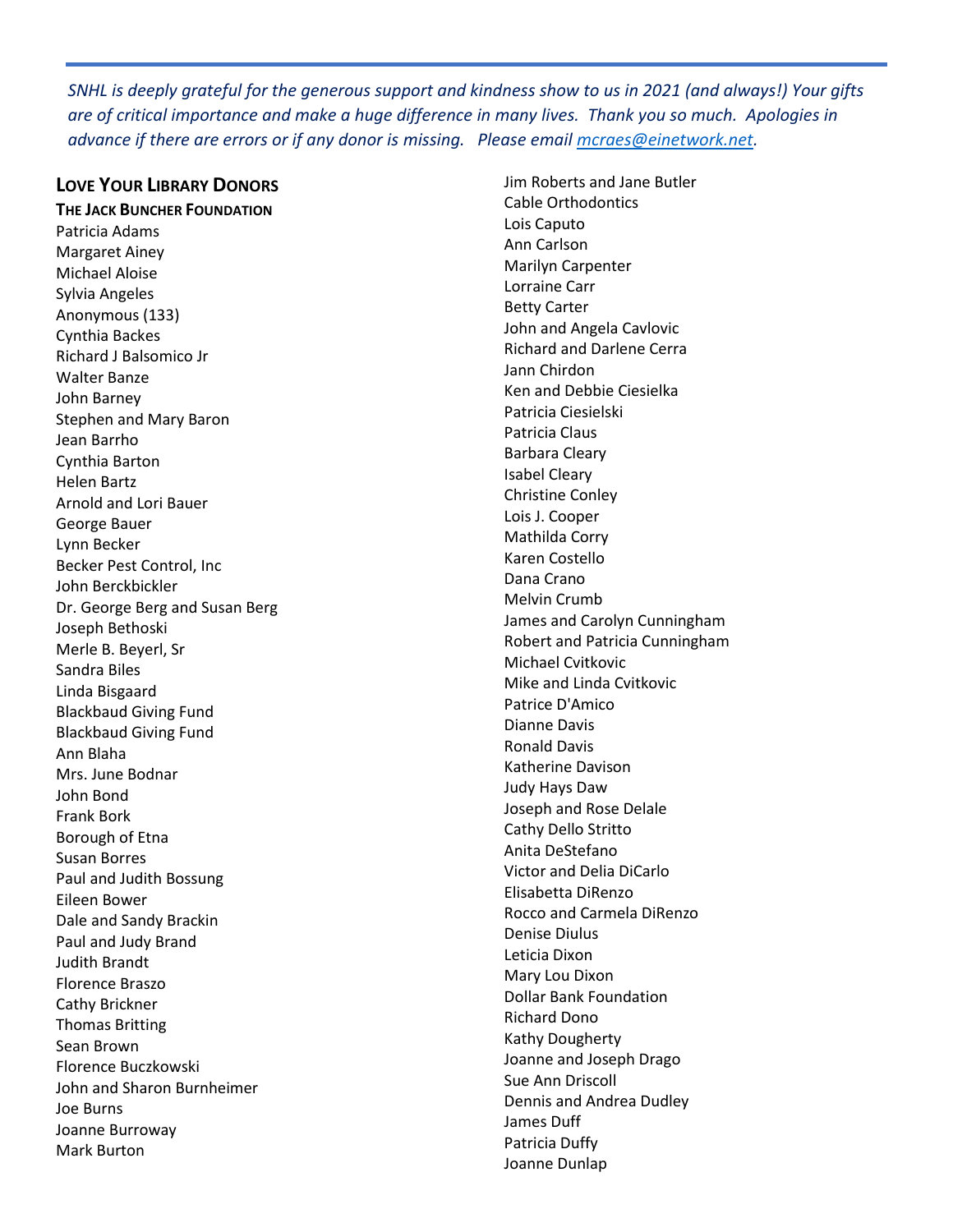*SNHL is deeply grateful for the generous support and kindness show to us in 2021 (and always!) Your gifts are of critical importance and make a huge difference in many lives. Thank you so much. Apologies in advance if there are errors or if any donor is missing. Please email [mcraes@einetwork.net](mailto:mcraes@einetwork.net).*

## Love Your Library Donors

**The Jack Buncher Foundation**

Patricia Adams
Margaret Ainey
Michael Aloise
Sylvia Angeles
Anonymous (133)
Cynthia Backes
Richard J Balsomico Jr
Walter Banze
John Barney
Stephen and Mary Baron
Jean Barrho
Cynthia Barton
Helen Bartz
Arnold and Lori Bauer
George Bauer
Lynn Becker
Becker Pest Control, Inc
John Berckbickler
Dr. George Berg and Susan Berg
Joseph Bethoski
Merle B. Beyerl, Sr
Sandra Biles
Linda Bisgaard
Blackbaud Giving Fund
Blackbaud Giving Fund
Ann Blaha
Mrs. June Bodnar
John Bond
Frank Bork
Borough of Etna
Susan Borres
Paul and Judith Bossung
Eileen Bower
Dale and Sandy Brackin
Paul and Judy Brand
Judith Brandt
Florence Braszo
Cathy Brickner
Thomas Britting
Sean Brown
Florence Buczkowski
John and Sharon Burnheimer
Joe Burns
Joanne Burroway
Mark Burton
Jim Roberts and Jane Butler
Cable Orthodontics
Lois Caputo
Ann Carlson
Marilyn Carpenter
Lorraine Carr
Betty Carter
John and Angela Cavlovic
Richard and Darlene Cerra
Jann Chirdon
Ken and Debbie Ciesielka
Patricia Ciesielski
Patricia Claus
Barbara Cleary
Isabel Cleary
Christine Conley
Lois J. Cooper
Mathilda Corry
Karen Costello
Dana Crano
Melvin Crumb
James and Carolyn Cunningham
Robert and Patricia Cunningham
Michael Cvitkovic
Mike and Linda Cvitkovic
Patrice D'Amico
Dianne Davis
Ronald Davis
Katherine Davison
Judy Hays Daw
Joseph and Rose Delale
Cathy Dello Stritto
Anita DeStefano
Victor and Delia DiCarlo
Elisabetta DiRenzo
Rocco and Carmela DiRenzo
Denise Diulus
Leticia Dixon
Mary Lou Dixon
Dollar Bank Foundation
Richard Dono
Kathy Dougherty
Joanne and Joseph Drago
Sue Ann Driscoll
Dennis and Andrea Dudley
James Duff
Patricia Duffy
Joanne Dunlap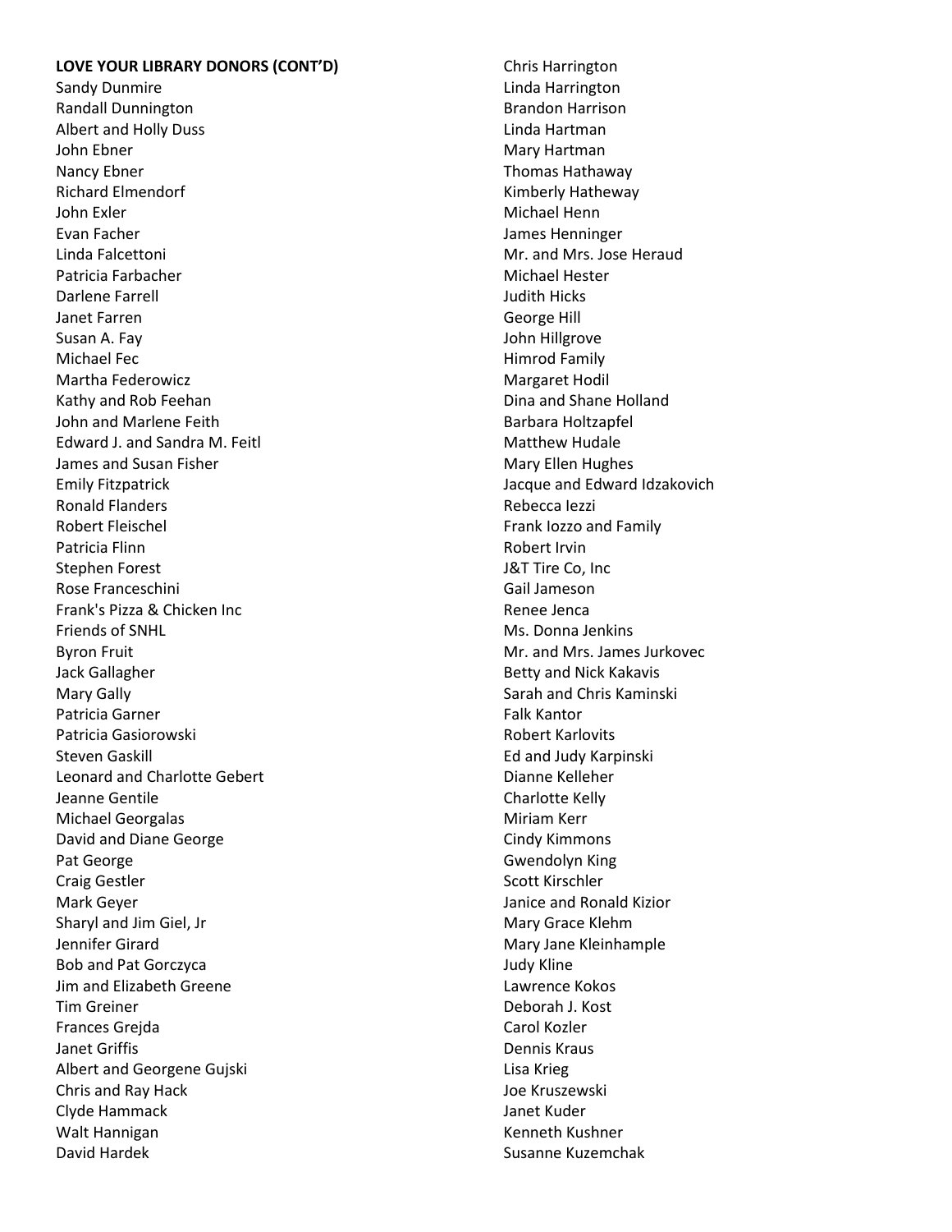**LOVE YOUR LIBRARY DONORS (CONT'D)**

Sandy Dunmire
Randall Dunnington
Albert and Holly Duss
John Ebner
Nancy Ebner
Richard Elmendorf
John Exler
Evan Facher
Linda Falcettoni
Patricia Farbacher
Darlene Farrell
Janet Farren
Susan A. Fay
Michael Fec
Martha Federowicz
Kathy and Rob Feehan
John and Marlene Feith
Edward J. and Sandra M. Feitl
James and Susan Fisher
Emily Fitzpatrick
Ronald Flanders
Robert Fleischel
Patricia Flinn
Stephen Forest
Rose Franceschini
Frank's Pizza & Chicken Inc
Friends of SNHL
Byron Fruit
Jack Gallagher
Mary Gally
Patricia Garner
Patricia Gasiorowski
Steven Gaskill
Leonard and Charlotte Gebert
Jeanne Gentile
Michael Georgalas
David and Diane George
Pat George
Craig Gestler
Mark Geyer
Sharyl and Jim Giel, Jr
Jennifer Girard
Bob and Pat Gorczyca
Jim and Elizabeth Greene
Tim Greiner
Frances Grejda
Janet Griffis
Albert and Georgene Gujski
Chris and Ray Hack
Clyde Hammack
Walt Hannigan
David Hardek
Chris Harrington
Linda Harrington
Brandon Harrison
Linda Hartman
Mary Hartman
Thomas Hathaway
Kimberly Hatheway
Michael Henn
James Henninger
Mr. and Mrs. Jose Heraud
Michael Hester
Judith Hicks
George Hill
John Hillgrove
Himrod Family
Margaret Hodil
Dina and Shane Holland
Barbara Holtzapfel
Matthew Hudale
Mary Ellen Hughes
Jacque and Edward Idzakovich
Rebecca Iezzi
Frank Iozzo and Family
Robert Irvin
J&T Tire Co, Inc
Gail Jameson
Renee Jenca
Ms. Donna Jenkins
Mr. and Mrs. James Jurkovec
Betty and Nick Kakavis
Sarah and Chris Kaminski
Falk Kantor
Robert Karlovits
Ed and Judy Karpinski
Dianne Kelleher
Charlotte Kelly
Miriam Kerr
Cindy Kimmons
Gwendolyn King
Scott Kirschler
Janice and Ronald Kizior
Mary Grace Klehm
Mary Jane Kleinhample
Judy Kline
Lawrence Kokos
Deborah J. Kost
Carol Kozler
Dennis Kraus
Lisa Krieg
Joe Kruszewski
Janet Kuder
Kenneth Kushner
Susanne Kuzemchak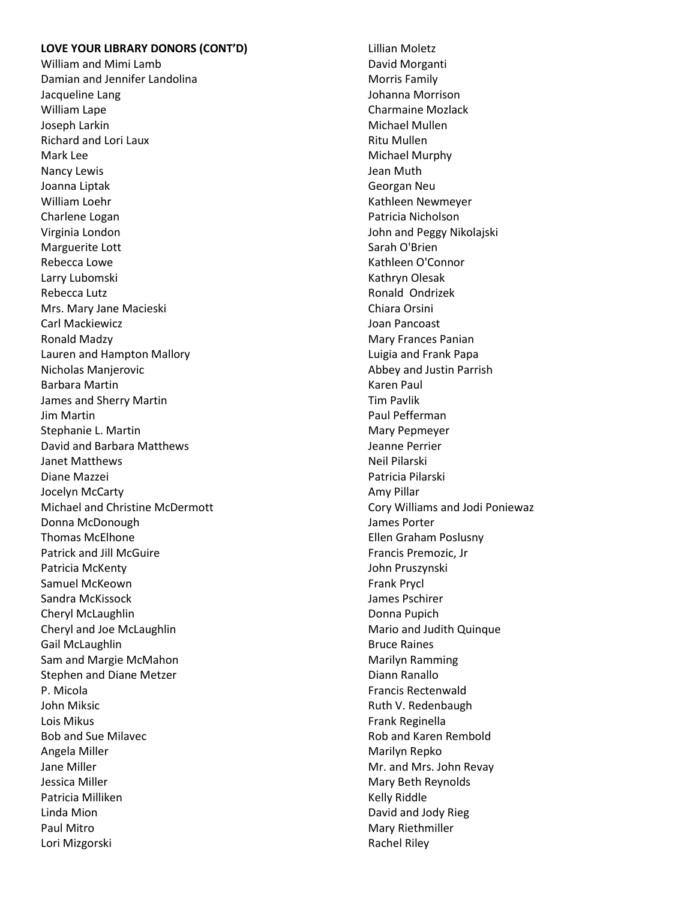**LOVE YOUR LIBRARY DONORS (CONT'D)**

William and Mimi Lamb
Damian and Jennifer Landolina
Jacqueline Lang
William Lape
Joseph Larkin
Richard and Lori Laux
Mark Lee
Nancy Lewis
Joanna Liptak
William Loehr
Charlene Logan
Virginia London
Marguerite Lott
Rebecca Lowe
Larry Lubomski
Rebecca Lutz
Mrs. Mary Jane Macieski
Carl Mackiewicz
Ronald Madzy
Lauren and Hampton Mallory
Nicholas Manjerovic
Barbara Martin
James and Sherry Martin
Jim Martin
Stephanie L. Martin
David and Barbara Matthews
Janet Matthews
Diane Mazzei
Jocelyn McCarty
Michael and Christine McDermott
Donna McDonough
Thomas McElhone
Patrick and Jill McGuire
Patricia McKenty
Samuel McKeown
Sandra McKissock
Cheryl McLaughlin
Cheryl and Joe McLaughlin
Gail McLaughlin
Sam and Margie McMahon
Stephen and Diane Metzer
P. Micola
John Miksic
Lois Mikus
Bob and Sue Milavec
Angela Miller
Jane Miller
Jessica Miller
Patricia Milliken
Linda Mion
Paul Mitro
Lori Mizgorski
Lillian Moletz
David Morganti
Morris Family
Johanna Morrison
Charmaine Mozlack
Michael Mullen
Ritu Mullen
Michael Murphy
Jean Muth
Georgan Neu
Kathleen Newmeyer
Patricia Nicholson
John and Peggy Nikolajski
Sarah O'Brien
Kathleen O'Connor
Kathryn Olesak
Ronald Ondrizek
Chiara Orsini
Joan Pancoast
Mary Frances Panian
Luigia and Frank Papa
Abbey and Justin Parrish
Karen Paul
Tim Pavlik
Paul Pefferman
Mary Pepmeyer
Jeanne Perrier
Neil Pilarski
Patricia Pilarski
Amy Pillar
Cory Williams and Jodi Poniewaz
James Porter
Ellen Graham Poslusny
Francis Premozic, Jr
John Pruszynski
Frank Prycl
James Pschirer
Donna Pupich
Mario and Judith Quinque
Bruce Raines
Marilyn Ramming
Diann Ranallo
Francis Rectenwald
Ruth V. Redenbaugh
Frank Reginella
Rob and Karen Rembold
Marilyn Repko
Mr. and Mrs. John Revay
Mary Beth Reynolds
Kelly Riddle
David and Jody Rieg
Mary Riethmiller
Rachel Riley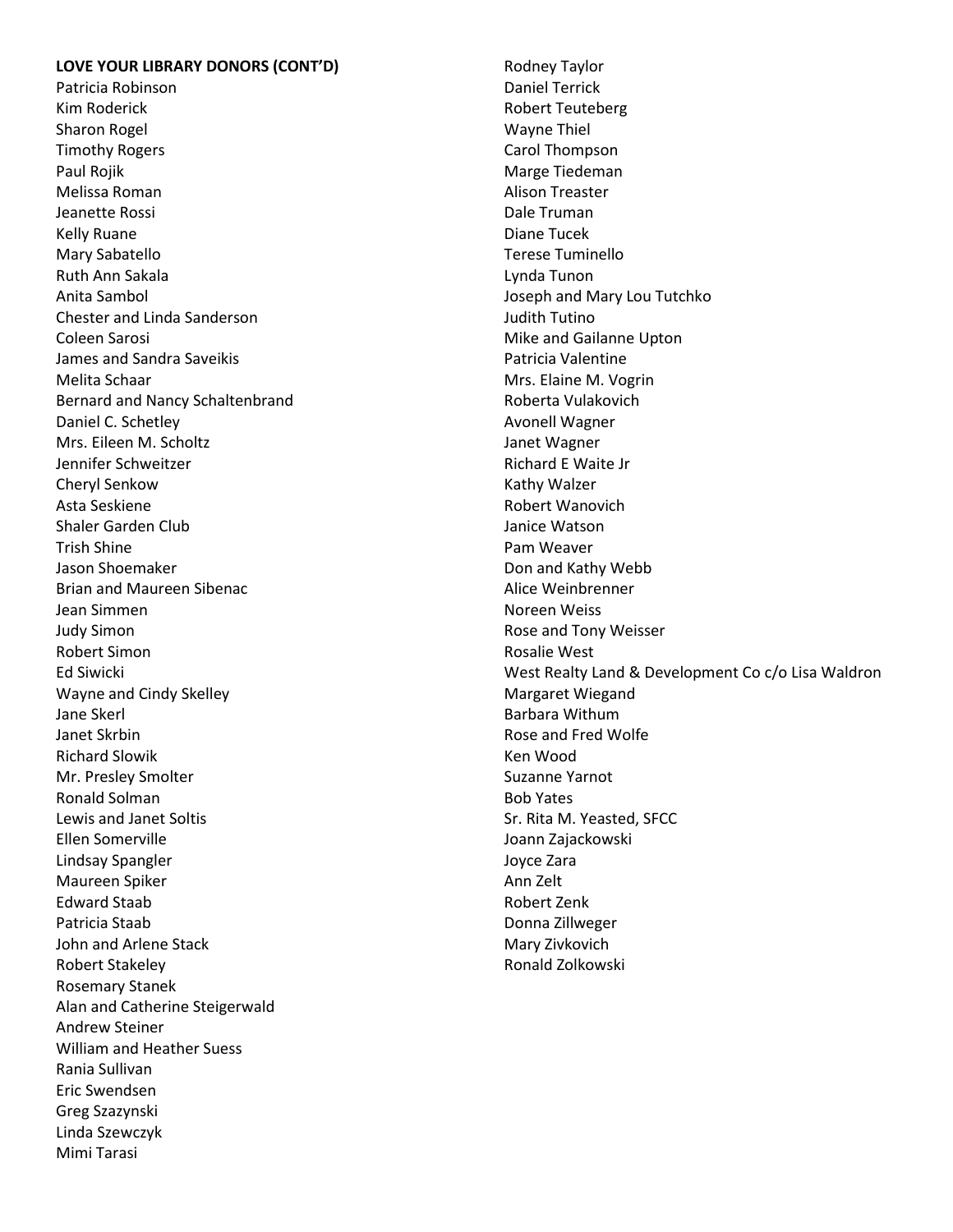**LOVE YOUR LIBRARY DONORS (CONT'D)**

Patricia Robinson
Kim Roderick
Sharon Rogel
Timothy Rogers
Paul Rojik
Melissa Roman
Jeanette Rossi
Kelly Ruane
Mary Sabatello
Ruth Ann Sakala
Anita Sambol
Chester and Linda Sanderson
Coleen Sarosi
James and Sandra Saveikis
Melita Schaar
Bernard and Nancy Schaltenbrand
Daniel C. Schetley
Mrs. Eileen M. Scholtz
Jennifer Schweitzer
Cheryl Senkow
Asta Seskiene
Shaler Garden Club
Trish Shine
Jason Shoemaker
Brian and Maureen Sibenac
Jean Simmen
Judy Simon
Robert Simon
Ed Siwicki
Wayne and Cindy Skelley
Jane Skerl
Janet Skrbin
Richard Slowik
Mr. Presley Smolter
Ronald Solman
Lewis and Janet Soltis
Ellen Somerville
Lindsay Spangler
Maureen Spiker
Edward Staab
Patricia Staab
John and Arlene Stack
Robert Stakeley
Rosemary Stanek
Alan and Catherine Steigerwald
Andrew Steiner
William and Heather Suess
Rania Sullivan
Eric Swendsen
Greg Szazynski
Linda Szewczyk
Mimi Tarasi
Rodney Taylor
Daniel Terrick
Robert Teuteberg
Wayne Thiel
Carol Thompson
Marge Tiedeman
Alison Treaster
Dale Truman
Diane Tucek
Terese Tuminello
Lynda Tunon
Joseph and Mary Lou Tutchko
Judith Tutino
Mike and Gailanne Upton
Patricia Valentine
Mrs. Elaine M. Vogrin
Roberta Vulakovich
Avonell Wagner
Janet Wagner
Richard E Waite Jr
Kathy Walzer
Robert Wanovich
Janice Watson
Pam Weaver
Don and Kathy Webb
Alice Weinbrenner
Noreen Weiss
Rose and Tony Weisser
Rosalie West
West Realty Land & Development Co c/o Lisa Waldron
Margaret Wiegand
Barbara Withum
Rose and Fred Wolfe
Ken Wood
Suzanne Yarnot
Bob Yates
Sr. Rita M. Yeasted, SFCC
Joann Zajackowski
Joyce Zara
Ann Zelt
Robert Zenk
Donna Zillweger
Mary Zivkovich
Ronald Zolkowski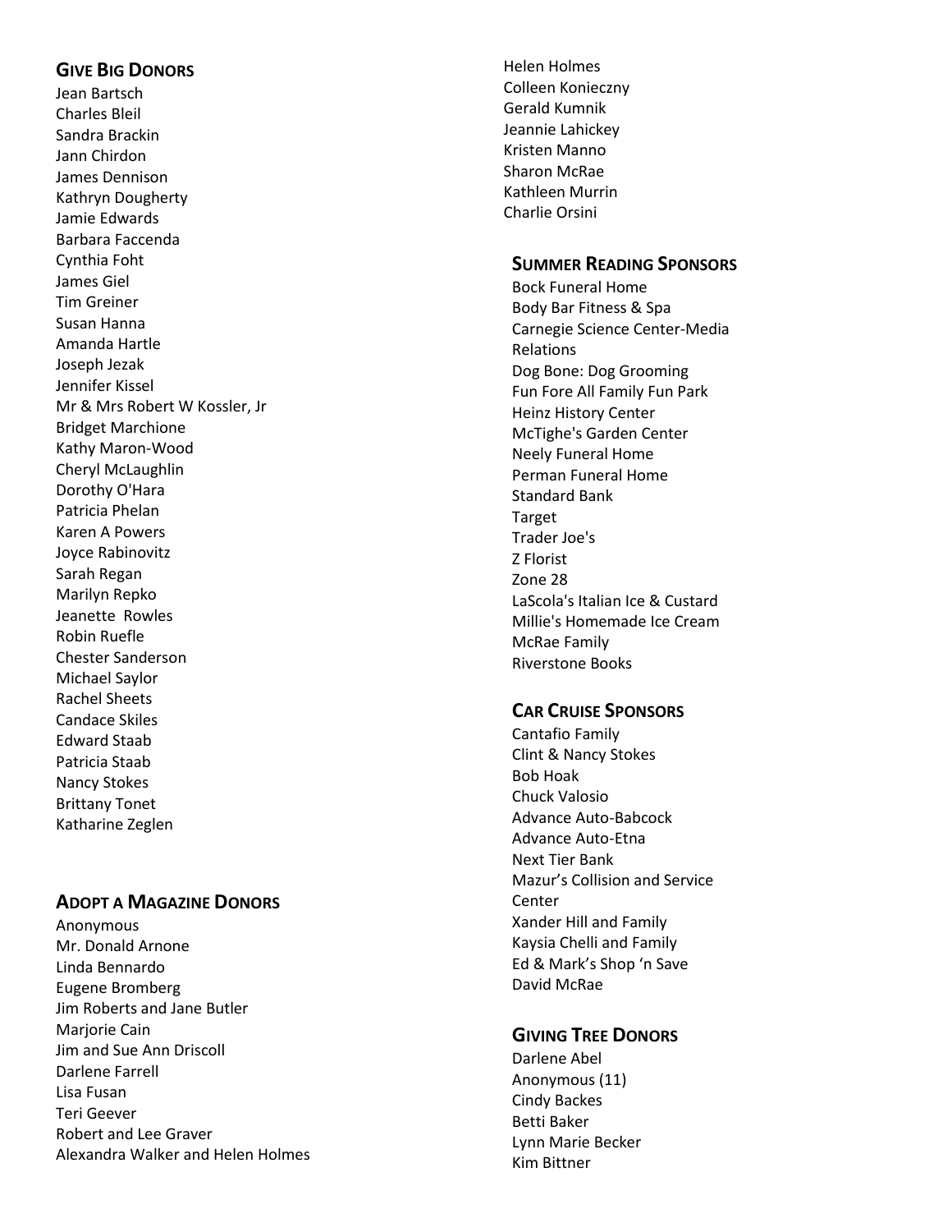## Give Big Donors

Jean Bartsch
Charles Bleil
Sandra Brackin
Jann Chirdon
James Dennison
Kathryn Dougherty
Jamie Edwards
Barbara Faccenda
Cynthia Foht
James Giel
Tim Greiner
Susan Hanna
Amanda Hartle
Joseph Jezak
Jennifer Kissel
Mr & Mrs Robert W Kossler, Jr
Bridget Marchione
Kathy Maron-Wood
Cheryl McLaughlin
Dorothy O'Hara
Patricia Phelan
Karen A Powers
Joyce Rabinovitz
Sarah Regan
Marilyn Repko
Jeanette Rowles
Robin Ruefle
Chester Sanderson
Michael Saylor
Rachel Sheets
Candace Skiles
Edward Staab
Patricia Staab
Nancy Stokes
Brittany Tonet
Katharine Zeglen

## Adopt a Magazine Donors

Anonymous
Mr. Donald Arnone
Linda Bennardo
Eugene Bromberg
Jim Roberts and Jane Butler
Marjorie Cain
Jim and Sue Ann Driscoll
Darlene Farrell
Lisa Fusan
Teri Geever
Robert and Lee Graver
Alexandra Walker and Helen Holmes
Helen Holmes
Colleen Konieczny
Gerald Kumnik
Jeannie Lahickey
Kristen Manno
Sharon McRae
Kathleen Murrin
Charlie Orsini

## Summer Reading Sponsors

Bock Funeral Home
Body Bar Fitness & Spa
Carnegie Science Center-Media Relations
Dog Bone: Dog Grooming
Fun Fore All Family Fun Park
Heinz History Center
McTighe's Garden Center
Neely Funeral Home
Perman Funeral Home
Standard Bank
Target
Trader Joe's
Z Florist
Zone 28
LaScola's Italian Ice & Custard
Millie's Homemade Ice Cream
McRae Family
Riverstone Books

## Car Cruise Sponsors

Cantafio Family
Clint & Nancy Stokes
Bob Hoak
Chuck Valosio
Advance Auto-Babcock
Advance Auto-Etna
Next Tier Bank
Mazur's Collision and Service Center
Xander Hill and Family
Kaysia Chelli and Family
Ed & Mark's Shop 'n Save
David McRae

## Giving Tree Donors

Darlene Abel
Anonymous (11)
Cindy Backes
Betti Baker
Lynn Marie Becker
Kim Bittner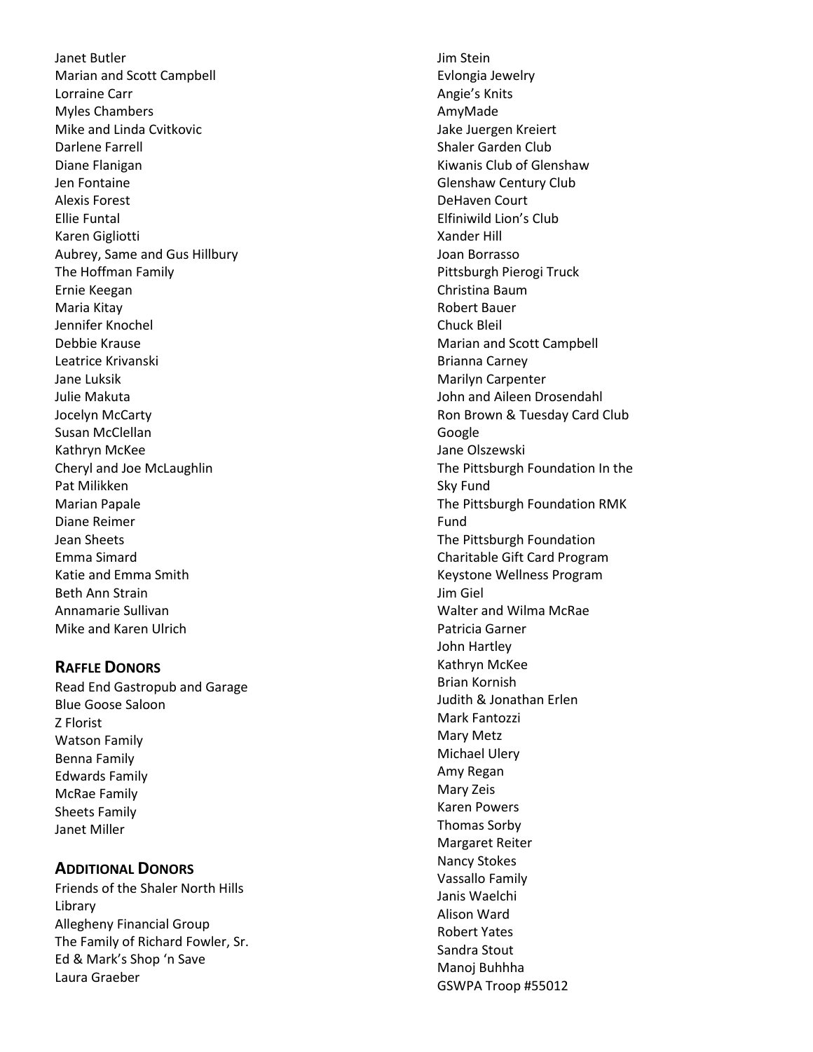Janet Butler
Marian and Scott Campbell
Lorraine Carr
Myles Chambers
Mike and Linda Cvitkovic
Darlene Farrell
Diane Flanigan
Jen Fontaine
Alexis Forest
Ellie Funtal
Karen Gigliotti
Aubrey, Same and Gus Hillbury
The Hoffman Family
Ernie Keegan
Maria Kitay
Jennifer Knochel
Debbie Krause
Leatrice Krivanski
Jane Luksik
Julie Makuta
Jocelyn McCarty
Susan McClellan
Kathryn McKee
Cheryl and Joe McLaughlin
Pat Milikken
Marian Papale
Diane Reimer
Jean Sheets
Emma Simard
Katie and Emma Smith
Beth Ann Strain
Annamarie Sullivan
Mike and Karen Ulrich

## Raffle Donors

Read End Gastropub and Garage
Blue Goose Saloon
Z Florist
Watson Family
Benna Family
Edwards Family
McRae Family
Sheets Family
Janet Miller

## Additional Donors

Friends of the Shaler North Hills Library
Allegheny Financial Group
The Family of Richard Fowler, Sr.
Ed & Mark's Shop 'n Save
Laura Graeber
Jim Stein
Evlongia Jewelry
Angie's Knits
AmyMade
Jake Juergen Kreiert
Shaler Garden Club
Kiwanis Club of Glenshaw
Glenshaw Century Club
DeHaven Court
Elfiniwild Lion's Club
Xander Hill
Joan Borrasso
Pittsburgh Pierogi Truck
Christina Baum
Robert Bauer
Chuck Bleil
Marian and Scott Campbell
Brianna Carney
Marilyn Carpenter
John and Aileen Drosendahl
Ron Brown & Tuesday Card Club
Google
Jane Olszewski
The Pittsburgh Foundation In the Sky Fund
The Pittsburgh Foundation RMK Fund
The Pittsburgh Foundation Charitable Gift Card Program
Keystone Wellness Program
Jim Giel
Walter and Wilma McRae
Patricia Garner
John Hartley
Kathryn McKee
Brian Kornish
Judith & Jonathan Erlen
Mark Fantozzi
Mary Metz
Michael Ulery
Amy Regan
Mary Zeis
Karen Powers
Thomas Sorby
Margaret Reiter
Nancy Stokes
Vassallo Family
Janis Waelchi
Alison Ward
Robert Yates
Sandra Stout
Manoj Buhhha
GSWPA Troop #55012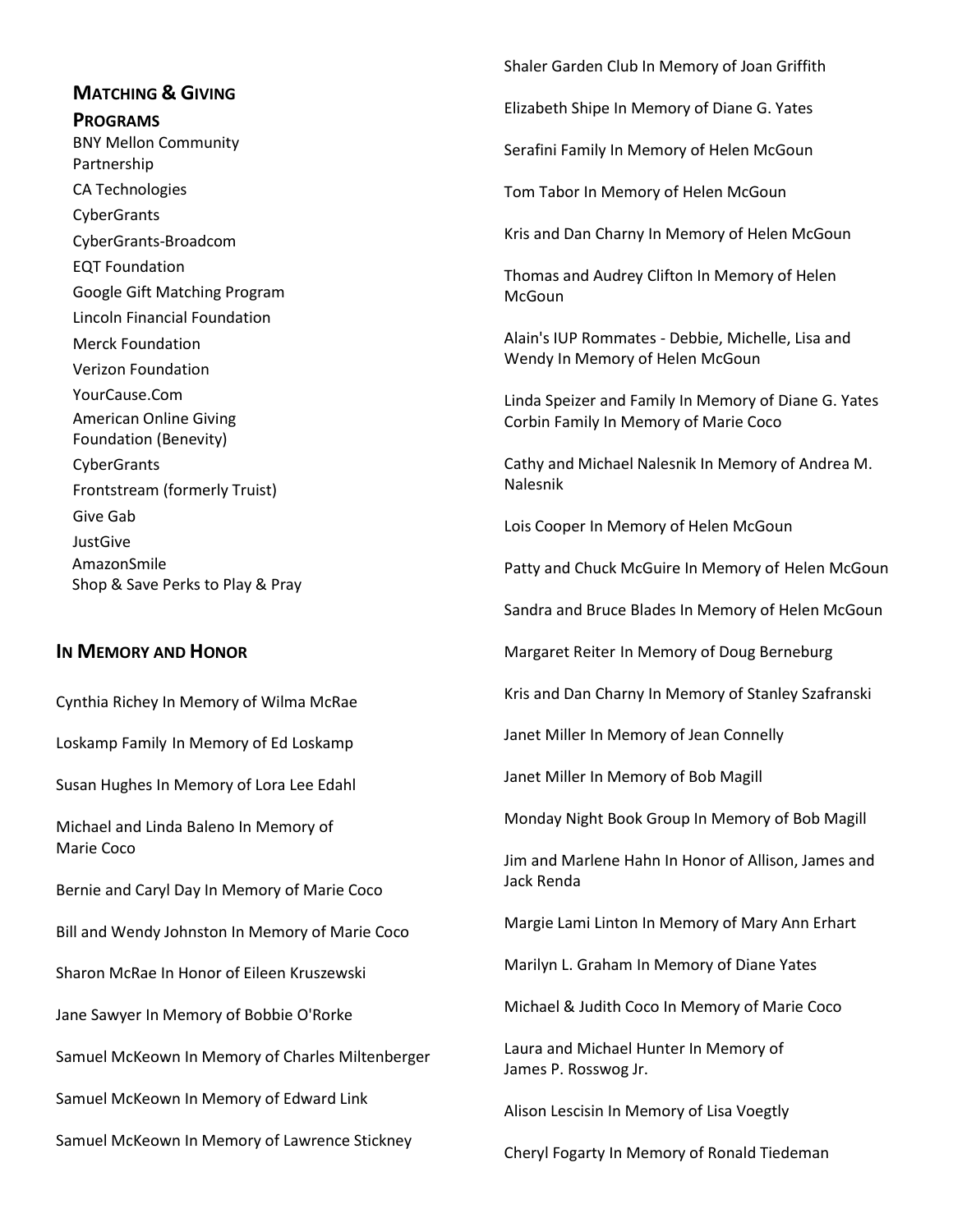## Matching & Giving Programs

BNY Mellon Community Partnership

CA Technologies

CyberGrants

CyberGrants-Broadcom

EQT Foundation

Google Gift Matching Program

Lincoln Financial Foundation

Merck Foundation

Verizon Foundation

YourCause.Com

American Online Giving Foundation (Benevity)

CyberGrants

Frontstream (formerly Truist)

Give Gab

JustGive

AmazonSmile

Shop & Save Perks to Play & Pray

## In Memory and Honor

Cynthia Richey In Memory of Wilma McRae

Loskamp Family In Memory of Ed Loskamp

Susan Hughes In Memory of Lora Lee Edahl

Michael and Linda Baleno In Memory of Marie Coco

Bernie and Caryl Day In Memory of Marie Coco

Bill and Wendy Johnston In Memory of Marie Coco

Sharon McRae In Honor of Eileen Kruszewski

Jane Sawyer In Memory of Bobbie O'Rorke

Samuel McKeown In Memory of Charles Miltenberger

Samuel McKeown In Memory of Edward Link

Samuel McKeown In Memory of Lawrence Stickney

Shaler Garden Club In Memory of Joan Griffith

Elizabeth Shipe In Memory of Diane G. Yates

Serafini Family In Memory of Helen McGoun

Tom Tabor In Memory of Helen McGoun

Kris and Dan Charny In Memory of Helen McGoun

Thomas and Audrey Clifton In Memory of Helen McGoun

Alain's IUP Rommates - Debbie, Michelle, Lisa and Wendy In Memory of Helen McGoun

Linda Speizer and Family In Memory of Diane G. Yates

Corbin Family In Memory of Marie Coco

Cathy and Michael Nalesnik In Memory of Andrea M. Nalesnik

Lois Cooper In Memory of Helen McGoun

Patty and Chuck McGuire In Memory of Helen McGoun

Sandra and Bruce Blades In Memory of Helen McGoun

Margaret Reiter In Memory of Doug Berneburg

Kris and Dan Charny In Memory of Stanley Szafranski

Janet Miller In Memory of Jean Connelly

Janet Miller In Memory of Bob Magill

Monday Night Book Group In Memory of Bob Magill

Jim and Marlene Hahn In Honor of Allison, James and Jack Renda

Margie Lami Linton In Memory of Mary Ann Erhart

Marilyn L. Graham In Memory of Diane Yates

Michael & Judith Coco In Memory of Marie Coco

Laura and Michael Hunter In Memory of James P. Rosswog Jr.

Alison Lescisin In Memory of Lisa Voegtly

Cheryl Fogarty In Memory of Ronald Tiedeman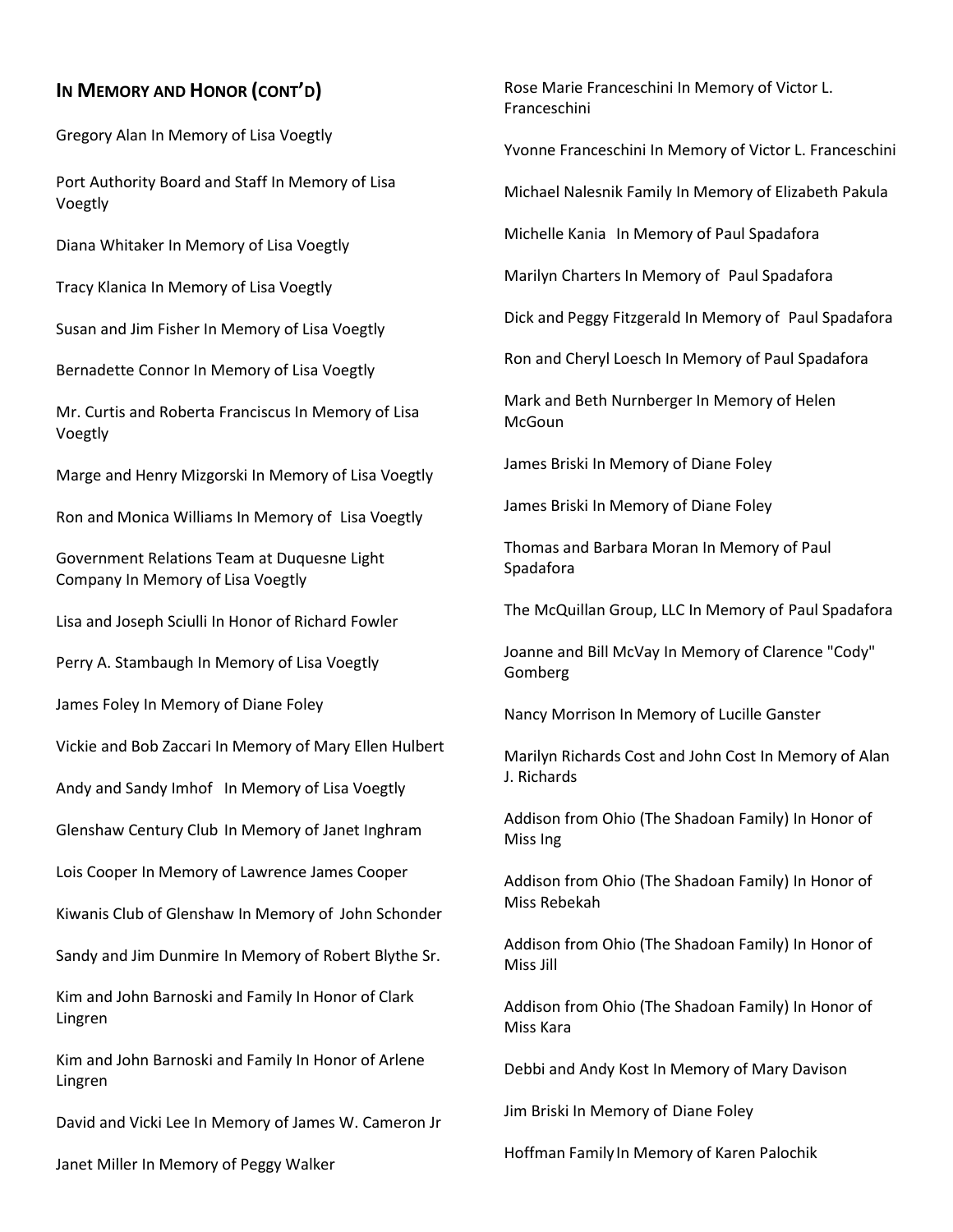## In Memory and Honor (cont'd)

Gregory Alan In Memory of Lisa Voegtly

Port Authority Board and Staff In Memory of Lisa Voegtly

Diana Whitaker In Memory of Lisa Voegtly

Tracy Klanica In Memory of Lisa Voegtly

Susan and Jim Fisher In Memory of Lisa Voegtly

Bernadette Connor In Memory of Lisa Voegtly

Mr. Curtis and Roberta Franciscus In Memory of Lisa Voegtly

Marge and Henry Mizgorski In Memory of Lisa Voegtly

Ron and Monica Williams In Memory of Lisa Voegtly

Government Relations Team at Duquesne Light Company In Memory of Lisa Voegtly

Lisa and Joseph Sciulli In Honor of Richard Fowler

Perry A. Stambaugh In Memory of Lisa Voegtly

James Foley In Memory of Diane Foley

Vickie and Bob Zaccari In Memory of Mary Ellen Hulbert

Andy and Sandy Imhof In Memory of Lisa Voegtly

Glenshaw Century Club In Memory of Janet Inghram

Lois Cooper In Memory of Lawrence James Cooper

Kiwanis Club of Glenshaw In Memory of John Schonder

Sandy and Jim Dunmire In Memory of Robert Blythe Sr.

Kim and John Barnoski and Family In Honor of Clark Lingren

Kim and John Barnoski and Family In Honor of Arlene Lingren

David and Vicki Lee In Memory of James W. Cameron Jr

Janet Miller In Memory of Peggy Walker

Rose Marie Franceschini In Memory of Victor L. Franceschini

Yvonne Franceschini In Memory of Victor L. Franceschini

Michael Nalesnik Family In Memory of Elizabeth Pakula

Michelle Kania In Memory of Paul Spadafora

Marilyn Charters In Memory of Paul Spadafora

Dick and Peggy Fitzgerald In Memory of Paul Spadafora

Ron and Cheryl Loesch In Memory of Paul Spadafora

Mark and Beth Nurnberger In Memory of Helen McGoun

James Briski In Memory of Diane Foley

James Briski In Memory of Diane Foley

Thomas and Barbara Moran In Memory of Paul Spadafora

The McQuillan Group, LLC In Memory of Paul Spadafora

Joanne and Bill McVay In Memory of Clarence "Cody" Gomberg

Nancy Morrison In Memory of Lucille Ganster

Marilyn Richards Cost and John Cost In Memory of Alan J. Richards

Addison from Ohio (The Shadoan Family) In Honor of Miss Ing

Addison from Ohio (The Shadoan Family) In Honor of Miss Rebekah

Addison from Ohio (The Shadoan Family) In Honor of Miss Jill

Addison from Ohio (The Shadoan Family) In Honor of Miss Kara

Debbi and Andy Kost In Memory of Mary Davison

Jim Briski In Memory of Diane Foley

Hoffman Family In Memory of Karen Palochik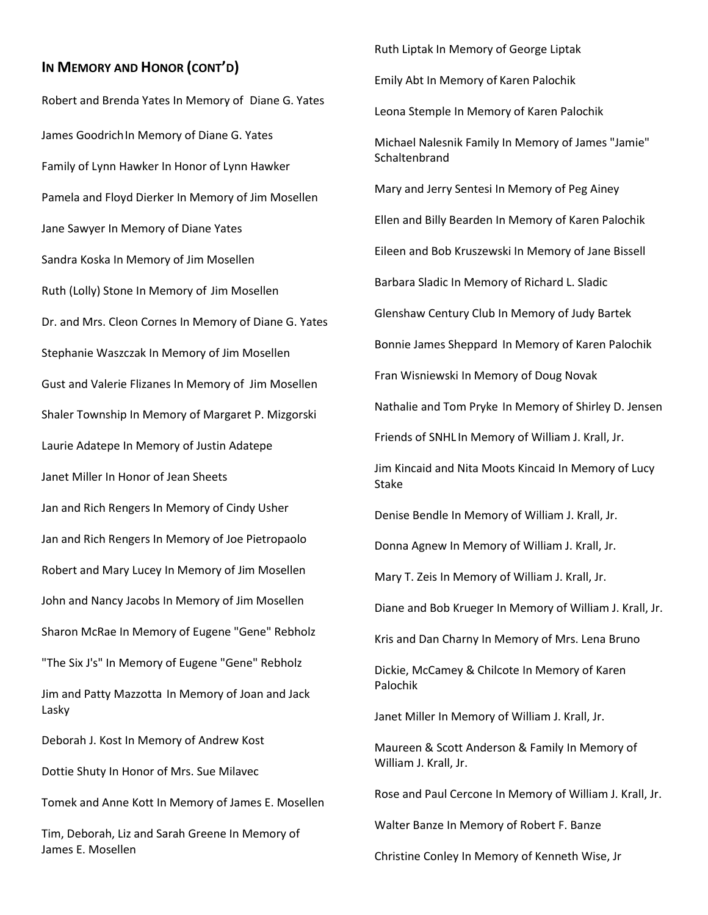## In Memory and Honor (cont'd)

Robert and Brenda Yates In Memory of Diane G. Yates

James Goodrich In Memory of Diane G. Yates

Family of Lynn Hawker In Honor of Lynn Hawker

Pamela and Floyd Dierker In Memory of Jim Mosellen

Jane Sawyer In Memory of Diane Yates

Sandra Koska In Memory of Jim Mosellen

Ruth (Lolly) Stone In Memory of Jim Mosellen

Dr. and Mrs. Cleon Cornes In Memory of Diane G. Yates

Stephanie Waszczak In Memory of Jim Mosellen

Gust and Valerie Flizanes In Memory of Jim Mosellen

Shaler Township In Memory of Margaret P. Mizgorski

Laurie Adatepe In Memory of Justin Adatepe

Janet Miller In Honor of Jean Sheets

Jan and Rich Rengers In Memory of Cindy Usher

Jan and Rich Rengers In Memory of Joe Pietropaolo

Robert and Mary Lucey In Memory of Jim Mosellen

John and Nancy Jacobs In Memory of Jim Mosellen

Sharon McRae In Memory of Eugene "Gene" Rebholz

"The Six J's" In Memory of Eugene "Gene" Rebholz

Jim and Patty Mazzotta In Memory of Joan and Jack Lasky

Deborah J. Kost In Memory of Andrew Kost

Dottie Shuty In Honor of Mrs. Sue Milavec

Tomek and Anne Kott In Memory of James E. Mosellen

Tim, Deborah, Liz and Sarah Greene In Memory of James E. Mosellen

Ruth Liptak In Memory of George Liptak

Emily Abt In Memory of Karen Palochik

Leona Stemple In Memory of Karen Palochik

Michael Nalesnik Family In Memory of James "Jamie" Schaltenbrand

Mary and Jerry Sentesi In Memory of Peg Ainey

Ellen and Billy Bearden In Memory of Karen Palochik

Eileen and Bob Kruszewski In Memory of Jane Bissell

Barbara Sladic In Memory of Richard L. Sladic

Glenshaw Century Club In Memory of Judy Bartek

Bonnie James Sheppard In Memory of Karen Palochik

Fran Wisniewski In Memory of Doug Novak

Nathalie and Tom Pryke In Memory of Shirley D. Jensen

Friends of SNHL In Memory of William J. Krall, Jr.

Jim Kincaid and Nita Moots Kincaid In Memory of Lucy Stake

Denise Bendle In Memory of William J. Krall, Jr.

Donna Agnew In Memory of William J. Krall, Jr.

Mary T. Zeis In Memory of William J. Krall, Jr.

Diane and Bob Krueger In Memory of William J. Krall, Jr.

Kris and Dan Charny In Memory of Mrs. Lena Bruno

Dickie, McCamey & Chilcote In Memory of Karen Palochik

Janet Miller In Memory of William J. Krall, Jr.

Maureen & Scott Anderson & Family In Memory of William J. Krall, Jr.

Rose and Paul Cercone In Memory of William J. Krall, Jr.

Walter Banze In Memory of Robert F. Banze

Christine Conley In Memory of Kenneth Wise, Jr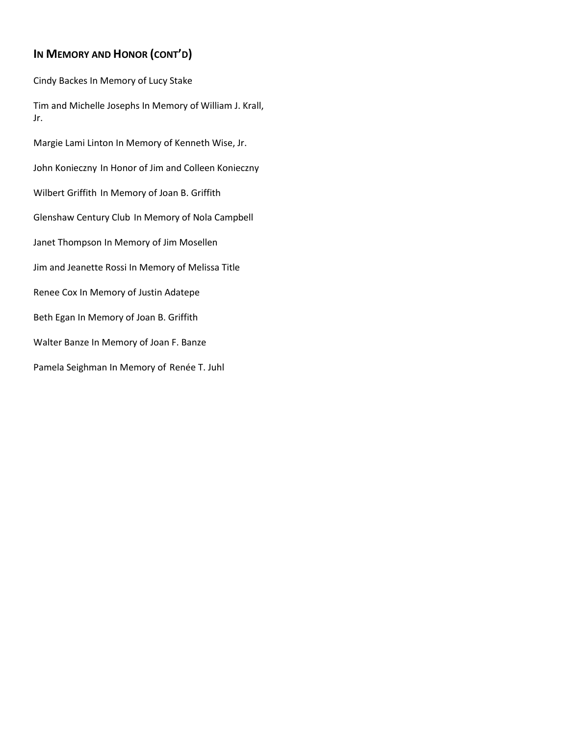## In Memory and Honor (cont'd)

Cindy Backes In Memory of Lucy Stake

Tim and Michelle Josephs In Memory of William J. Krall, Jr.

Margie Lami Linton In Memory of Kenneth Wise, Jr.

John Konieczny In Honor of Jim and Colleen Konieczny

Wilbert Griffith In Memory of Joan B. Griffith

Glenshaw Century Club In Memory of Nola Campbell

Janet Thompson In Memory of Jim Mosellen

Jim and Jeanette Rossi In Memory of Melissa Title

Renee Cox In Memory of Justin Adatepe

Beth Egan In Memory of Joan B. Griffith

Walter Banze In Memory of Joan F. Banze

Pamela Seighman In Memory of Renée T. Juhl